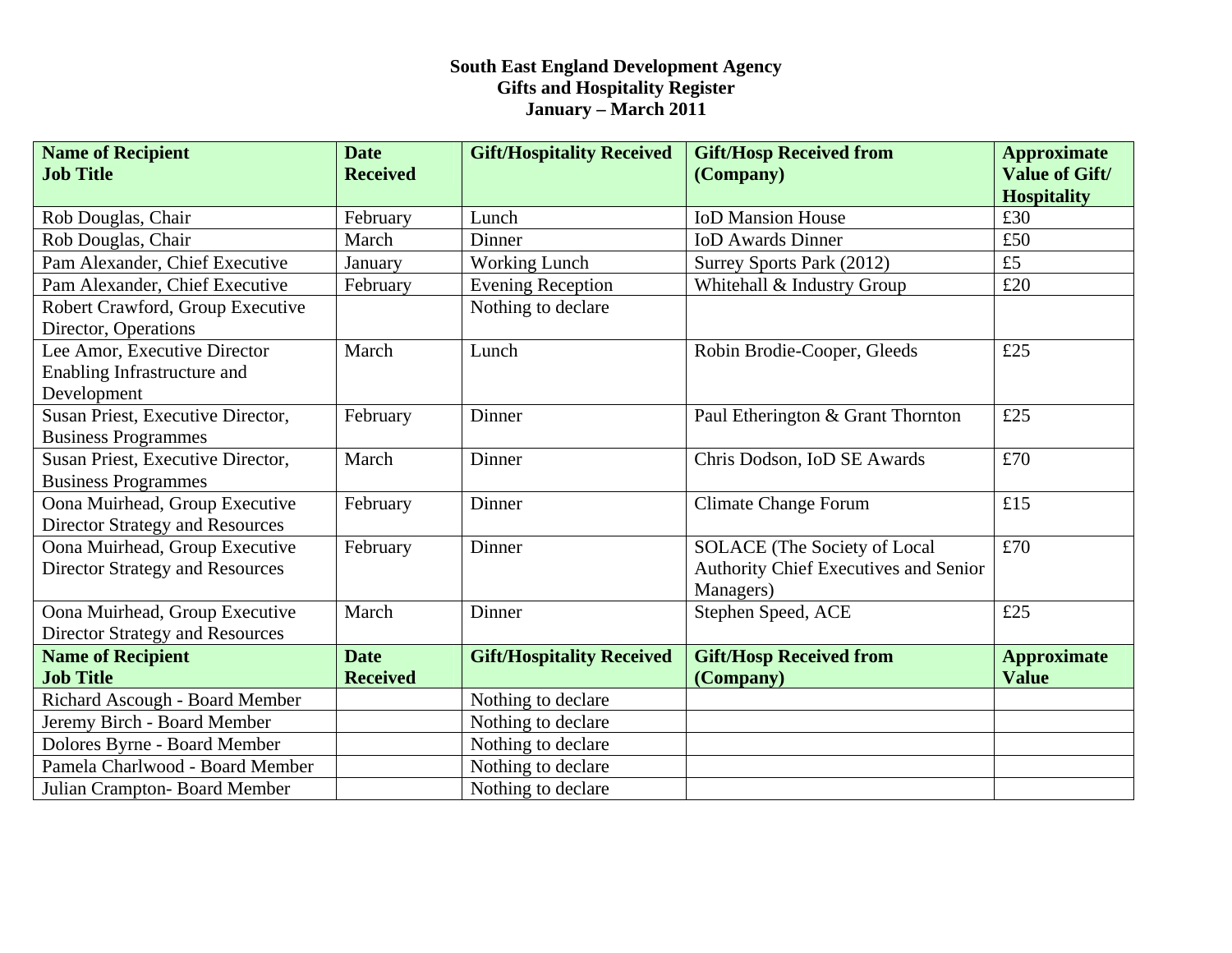**South East England Development Agency**
**Gifts and Hospitality Register**
**January – March 2011**

| **Name of Recipient Job Title** | **Date Received** | **Gift/Hospitality Received** | **Gift/Hosp Received from (Company)** | **Approximate Value of Gift/ Hospitality** |
|---|---|---|---|---|
| Rob Douglas, Chair | February | Lunch | IoD Mansion House | £30 |
| Rob Douglas, Chair | March | Dinner | IoD Awards Dinner | £50 |
| Pam Alexander, Chief Executive | January | Working Lunch | Surrey Sports Park (2012) | £5 |
| Pam Alexander, Chief Executive | February | Evening Reception | Whitehall & Industry Group | £20 |
| Robert Crawford, Group Executive Director, Operations | | Nothing to declare | | |
| Lee Amor, Executive Director Enabling Infrastructure and Development | March | Lunch | Robin Brodie-Cooper, Gleeds | £25 |
| Susan Priest, Executive Director, Business Programmes | February | Dinner | Paul Etherington & Grant Thornton | £25 |
| Susan Priest, Executive Director, Business Programmes | March | Dinner | Chris Dodson, IoD SE Awards | £70 |
| Oona Muirhead, Group Executive Director Strategy and Resources | February | Dinner | Climate Change Forum | £15 |
| Oona Muirhead, Group Executive Director Strategy and Resources | February | Dinner | SOLACE (The Society of Local Authority Chief Executives and Senior Managers) | £70 |
| Oona Muirhead, Group Executive Director Strategy and Resources | March | Dinner | Stephen Speed, ACE | £25 |
| **Name of Recipient Job Title** | **Date Received** | **Gift/Hospitality Received** | **Gift/Hosp Received from (Company)** | **Approximate Value** |
| Richard Ascough - Board Member | | Nothing to declare | | |
| Jeremy Birch - Board Member | | Nothing to declare | | |
| Dolores Byrne - Board Member | | Nothing to declare | | |
| Pamela Charlwood - Board Member | | Nothing to declare | | |
| Julian Crampton- Board Member | | Nothing to declare | | |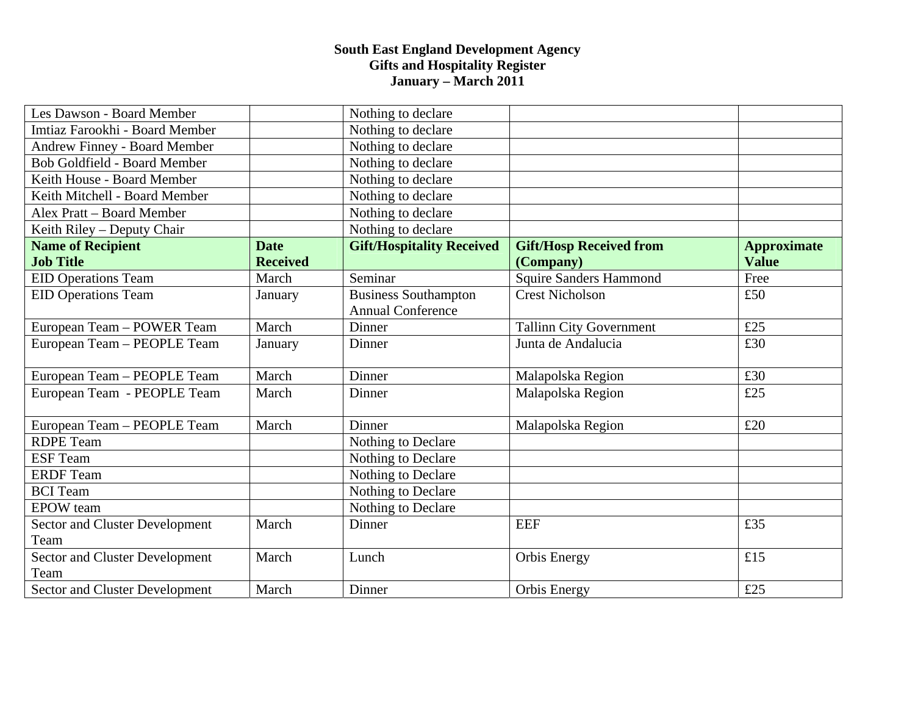**South East England Development Agency**
**Gifts and Hospitality Register**
**January – March 2011**

| | | | | |
|---|---|---|---|---|
| Les Dawson - Board Member | | Nothing to declare | | |
| Imtiaz Farookhi - Board Member | | Nothing to declare | | |
| Andrew Finney - Board Member | | Nothing to declare | | |
| Bob Goldfield - Board Member | | Nothing to declare | | |
| Keith House - Board Member | | Nothing to declare | | |
| Keith Mitchell - Board Member | | Nothing to declare | | |
| Alex Pratt – Board Member | | Nothing to declare | | |
| Keith Riley – Deputy Chair | | Nothing to declare | | |
| **Name of Recipient Job Title** | **Date Received** | **Gift/Hospitality Received** | **Gift/Hosp Received from (Company)** | **Approximate Value** |
| EID Operations Team | March | Seminar | Squire Sanders Hammond | Free |
| EID Operations Team | January | Business Southampton Annual Conference | Crest Nicholson | £50 |
| European Team – POWER Team | March | Dinner | Tallinn City Government | £25 |
| European Team – PEOPLE Team | January | Dinner | Junta de Andalucia | £30 |
| European Team – PEOPLE Team | March | Dinner | Malapolska Region | £30 |
| European Team - PEOPLE Team | March | Dinner | Malapolska Region | £25 |
| European Team – PEOPLE Team | March | Dinner | Malapolska Region | £20 |
| RDPE Team | | Nothing to Declare | | |
| ESF Team | | Nothing to Declare | | |
| ERDF Team | | Nothing to Declare | | |
| BCI Team | | Nothing to Declare | | |
| EPOW team | | Nothing to Declare | | |
| Sector and Cluster Development Team | March | Dinner | EEF | £35 |
| Sector and Cluster Development Team | March | Lunch | Orbis Energy | £15 |
| Sector and Cluster Development | March | Dinner | Orbis Energy | £25 |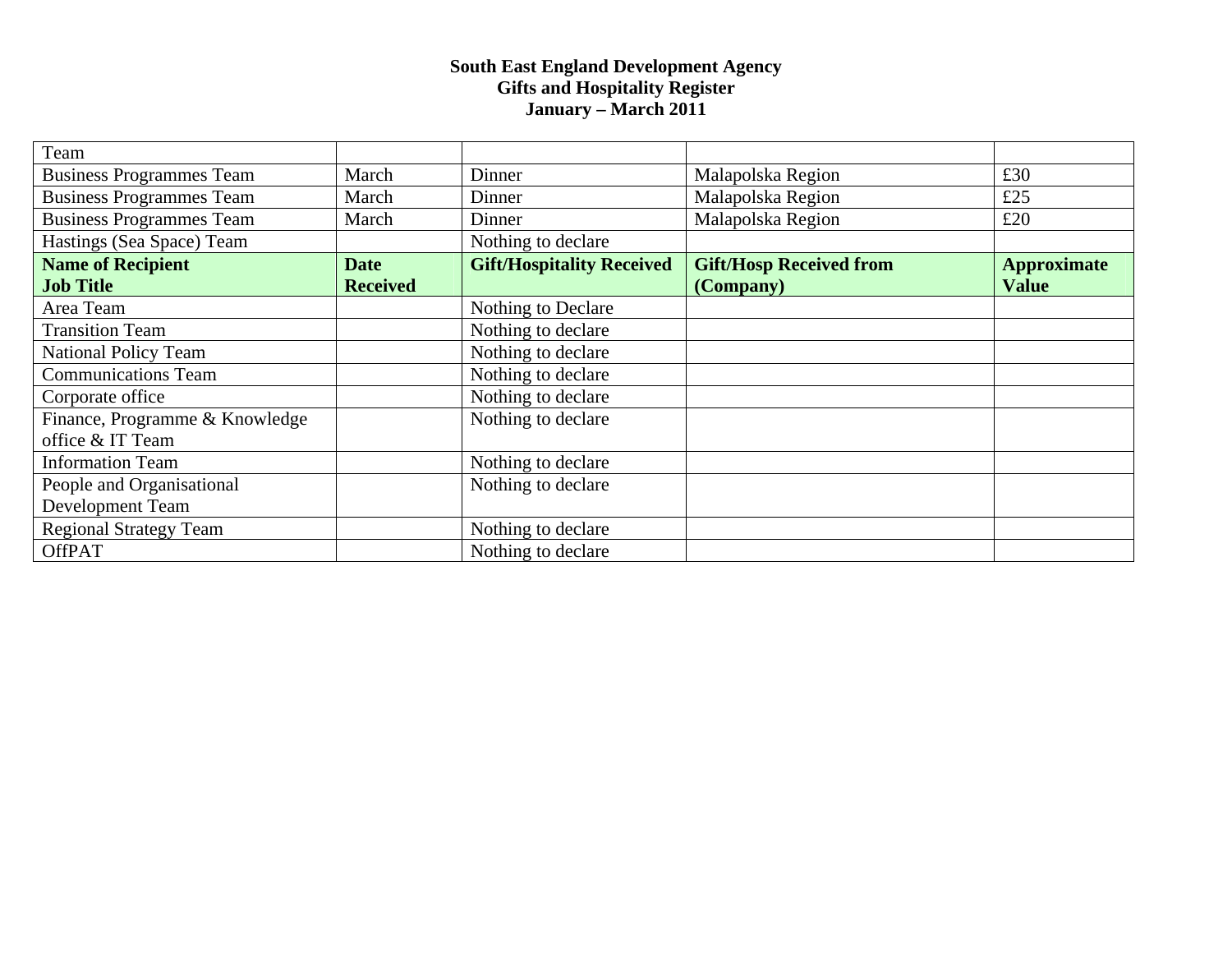**South East England Development Agency**
**Gifts and Hospitality Register**
**January – March 2011**

| | | | | |
|---|---|---|---|---|
| Team | | | | |
| Business Programmes Team | March | Dinner | Malapolska Region | £30 |
| Business Programmes Team | March | Dinner | Malapolska Region | £25 |
| Business Programmes Team | March | Dinner | Malapolska Region | £20 |
| Hastings (Sea Space) Team | | Nothing to declare | | |
| **Name of Recipient Job Title** | **Date Received** | **Gift/Hospitality Received** | **Gift/Hosp Received from (Company)** | **Approximate Value** |
| Area Team | | Nothing to Declare | | |
| Transition Team | | Nothing to declare | | |
| National Policy Team | | Nothing to declare | | |
| Communications Team | | Nothing to declare | | |
| Corporate office | | Nothing to declare | | |
| Finance, Programme & Knowledge office & IT Team | | Nothing to declare | | |
| Information Team | | Nothing to declare | | |
| People and Organisational Development Team | | Nothing to declare | | |
| Regional Strategy Team | | Nothing to declare | | |
| OffPAT | | Nothing to declare | | |